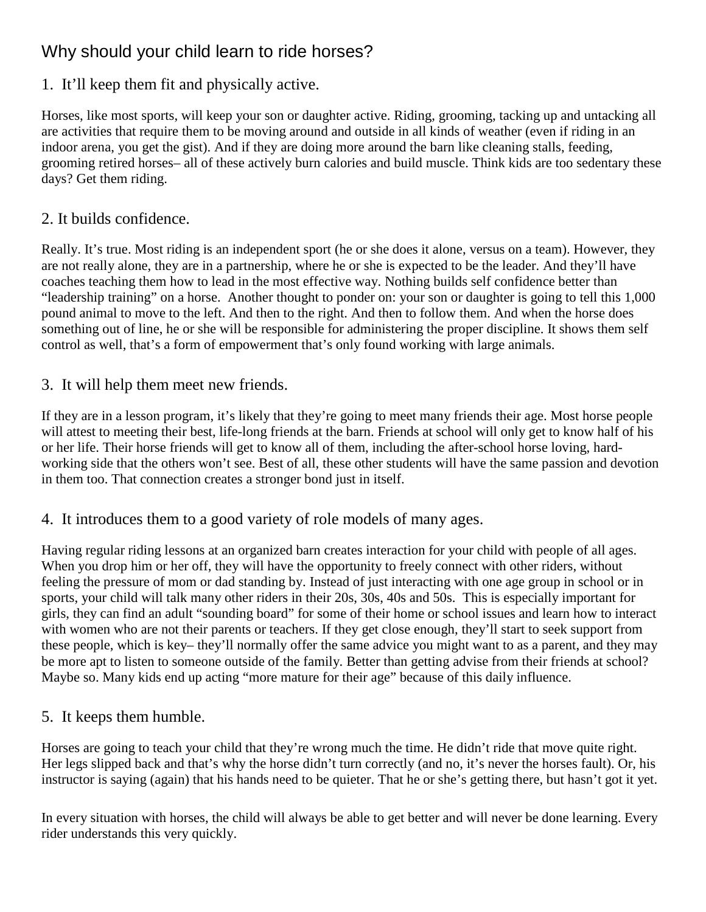# Why should your child learn to ride horses?

## 1. It'll keep them fit and physically active.

Horses, like most sports, will keep your son or daughter active. Riding, grooming, tacking up and untacking all are activities that require them to be moving around and outside in all kinds of weather (even if riding in an indoor arena, you get the gist). And if they are doing more around the barn like cleaning stalls, feeding, grooming retired horses– all of these actively burn calories and build muscle. Think kids are too sedentary these days? Get them riding.

## 2. It builds confidence.

Really. It's true. Most riding is an independent sport (he or she does it alone, versus on a team). However, they are not really alone, they are in a partnership, where he or she is expected to be the leader. And they'll have coaches teaching them how to lead in the most effective way. Nothing builds self confidence better than "leadership training" on a horse. Another thought to ponder on: your son or daughter is going to tell this 1,000 pound animal to move to the left. And then to the right. And then to follow them. And when the horse does something out of line, he or she will be responsible for administering the proper discipline. It shows them self control as well, that's a form of empowerment that's only found working with large animals.

## 3. It will help them meet new friends.

If they are in a lesson program, it's likely that they're going to meet many friends their age. Most horse people will attest to meeting their best, life-long friends at the barn. Friends at school will only get to know half of his or her life. Their horse friends will get to know all of them, including the after-school horse loving, hard-working side that the others won't see. Best of all, these other students will have the same passion and devotion in them too. That connection creates a stronger bond just in itself.

## 4. It introduces them to a good variety of role models of many ages.

Having regular riding lessons at an organized barn creates interaction for your child with people of all ages. When you drop him or her off, they will have the opportunity to freely connect with other riders, without feeling the pressure of mom or dad standing by. Instead of just interacting with one age group in school or in sports, your child will talk many other riders in their 20s, 30s, 40s and 50s. This is especially important for girls, they can find an adult "sounding board" for some of their home or school issues and learn how to interact with women who are not their parents or teachers. If they get close enough, they'll start to seek support from these people, which is key– they'll normally offer the same advice you might want to as a parent, and they may be more apt to listen to someone outside of the family. Better than getting advise from their friends at school? Maybe so. Many kids end up acting "more mature for their age" because of this daily influence.

## 5. It keeps them humble.

Horses are going to teach your child that they're wrong much the time. He didn't ride that move quite right. Her legs slipped back and that's why the horse didn't turn correctly (and no, it's never the horses fault). Or, his instructor is saying (again) that his hands need to be quieter. That he or she's getting there, but hasn't got it yet.

In every situation with horses, the child will always be able to get better and will never be done learning. Every rider understands this very quickly.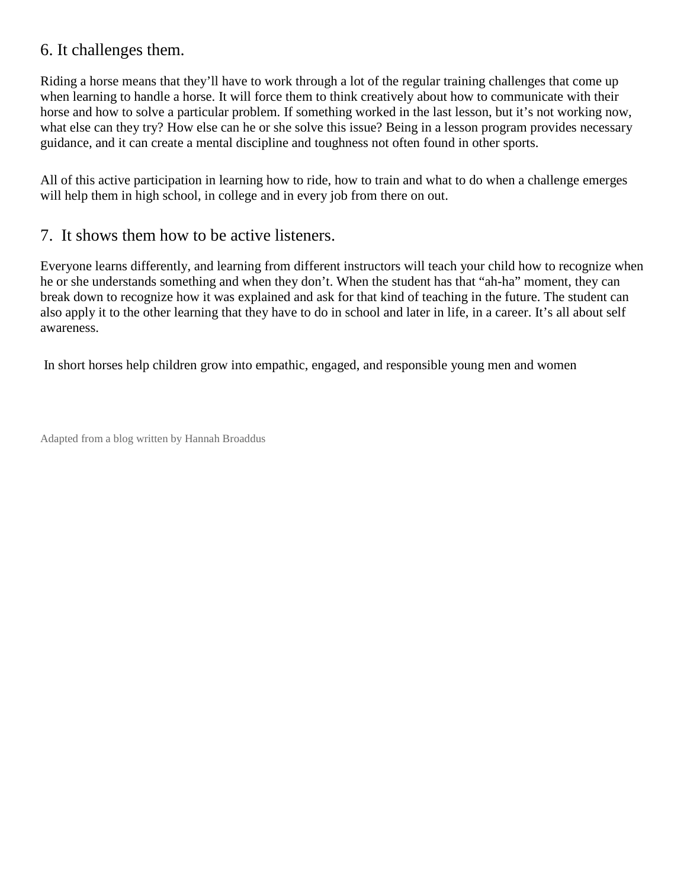## 6. It challenges them.

Riding a horse means that they’ll have to work through a lot of the regular training challenges that come up when learning to handle a horse. It will force them to think creatively about how to communicate with their horse and how to solve a particular problem. If something worked in the last lesson, but it’s not working now, what else can they try? How else can he or she solve this issue? Being in a lesson program provides necessary guidance, and it can create a mental discipline and toughness not often found in other sports.

All of this active participation in learning how to ride, how to train and what to do when a challenge emerges will help them in high school, in college and in every job from there on out.

## 7. It shows them how to be active listeners.

Everyone learns differently, and learning from different instructors will teach your child how to recognize when he or she understands something and when they don’t. When the student has that “ah-ha” moment, they can break down to recognize how it was explained and ask for that kind of teaching in the future. The student can also apply it to the other learning that they have to do in school and later in life, in a career. It’s all about self awareness.

In short horses help children grow into empathic, engaged, and responsible young men and women

Adapted from a blog written by Hannah Broaddus